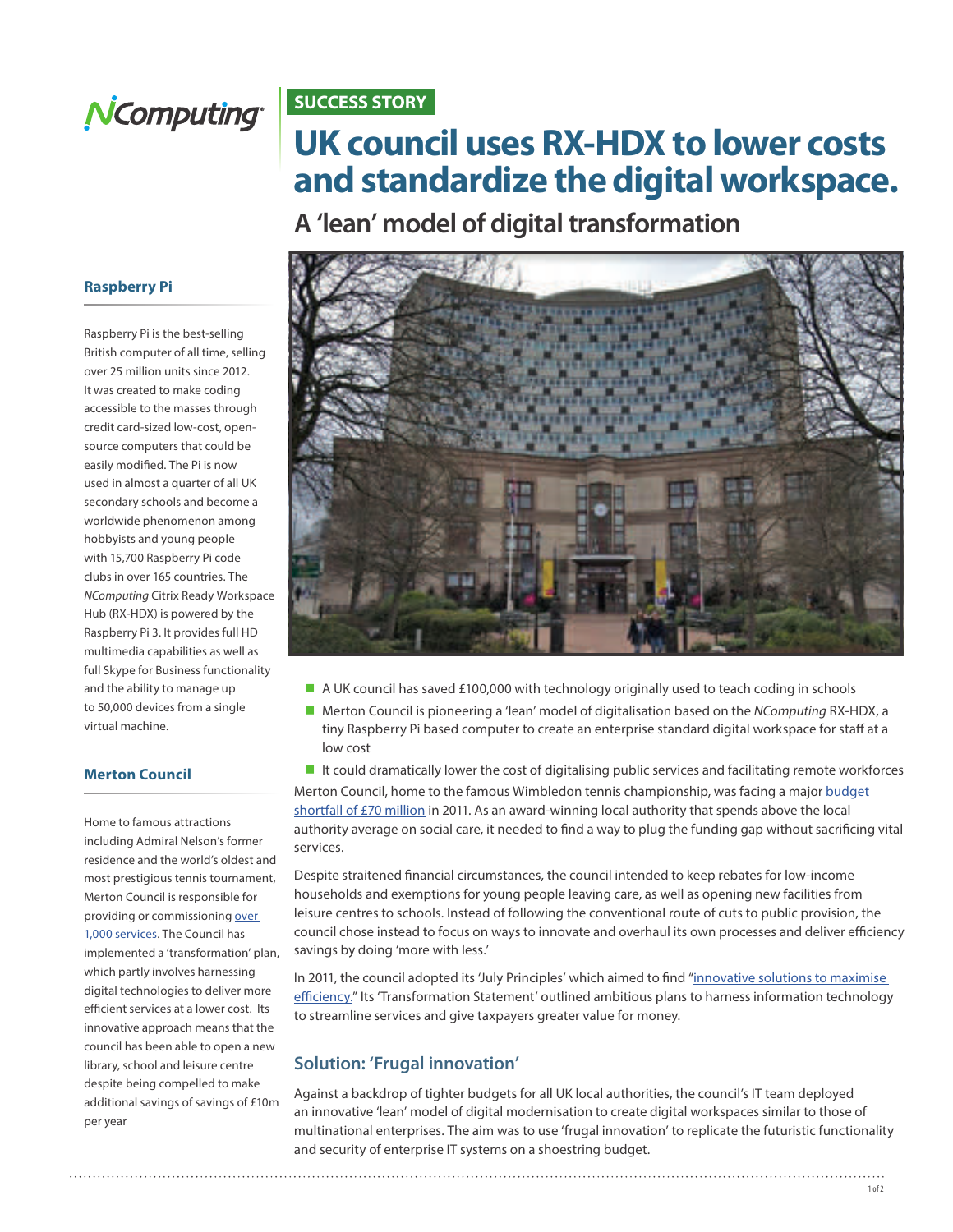NComputing

**SUCCESS STORY**

# UK council uses RX-HDX to lower costs and standardize the digital workspace.

## A 'lean' model of digital transformation

- A UK council has saved £100,000 with technology originally used to teach coding in schools
- Merton Council is pioneering a 'lean' model of digitalisation based on the *NComputing* RX-HDX, a tiny Raspberry Pi based computer to create an enterprise standard digital workspace for staff at a low cost
- It could dramatically lower the cost of digitalising public services and facilitating remote workforces

Merton Council, home to the famous Wimbledon tennis championship, was facing a major budget shortfall of £70 million in 2011. As an award-winning local authority that spends above the local authority average on social care, it needed to find a way to plug the funding gap without sacrificing vital services.

Despite straitened financial circumstances, the council intended to keep rebates for low-income households and exemptions for young people leaving care, as well as opening new facilities from leisure centres to schools. Instead of following the conventional route of cuts to public provision, the council chose instead to focus on ways to innovate and overhaul its own processes and deliver efficiency savings by doing 'more with less.'

In 2011, the council adopted its 'July Principles' which aimed to find "innovative solutions to maximise efficiency." Its 'Transformation Statement' outlined ambitious plans to harness information technology to streamline services and give taxpayers greater value for money.

### Solution: 'Frugal innovation'

Against a backdrop of tighter budgets for all UK local authorities, the council's IT team deployed an innovative 'lean' model of digital modernisation to create digital workspaces similar to those of multinational enterprises. The aim was to use 'frugal innovation' to replicate the futuristic functionality and security of enterprise IT systems on a shoestring budget.

### Raspberry Pi

Raspberry Pi is the best-selling British computer of all time, selling over 25 million units since 2012. It was created to make coding accessible to the masses through credit card-sized low-cost, open-source computers that could be easily modified. The Pi is now used in almost a quarter of all UK secondary schools and become a worldwide phenomenon among hobbyists and young people with 15,700 Raspberry Pi code clubs in over 165 countries. The *NComputing* Citrix Ready Workspace Hub (RX-HDX) is powered by the Raspberry Pi 3. It provides full HD multimedia capabilities as well as full Skype for Business functionality and the ability to manage up to 50,000 devices from a single virtual machine.

### Merton Council

Home to famous attractions including Admiral Nelson's former residence and the world's oldest and most prestigious tennis tournament, Merton Council is responsible for providing or commissioning over 1,000 services. The Council has implemented a 'transformation' plan, which partly involves harnessing digital technologies to deliver more efficient services at a lower cost. Its innovative approach means that the council has been able to open a new library, school and leisure centre despite being compelled to make additional savings of savings of £10m per year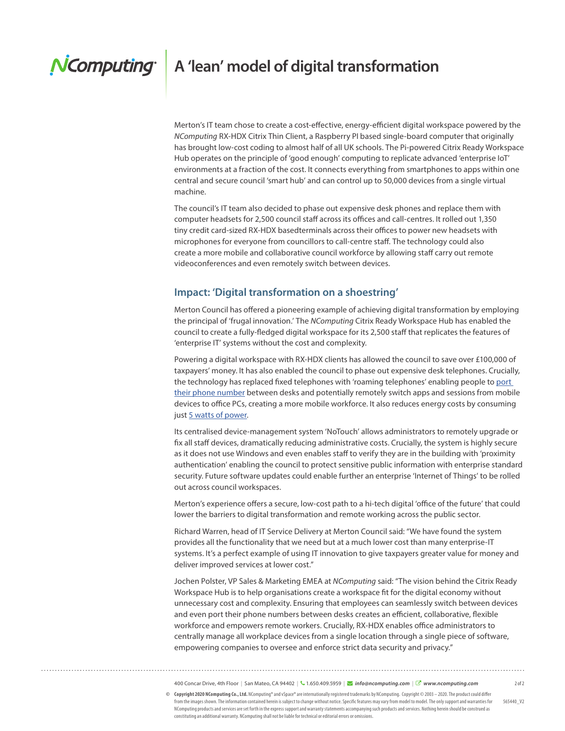# A 'lean' model of digital transformation

Merton's IT team chose to create a cost-effective, energy-efficient digital workspace powered by the *NComputing* RX-HDX Citrix Thin Client, a Raspberry PI based single-board computer that originally has brought low-cost coding to almost half of all UK schools. The Pi-powered Citrix Ready Workspace Hub operates on the principle of 'good enough' computing to replicate advanced 'enterprise IoT' environments at a fraction of the cost. It connects everything from smartphones to apps within one central and secure council 'smart hub' and can control up to 50,000 devices from a single virtual machine.

The council's IT team also decided to phase out expensive desk phones and replace them with computer headsets for 2,500 council staff across its offices and call-centres. It rolled out 1,350 tiny credit card-sized RX-HDX basedterminals across their offices to power new headsets with microphones for everyone from councillors to call-centre staff. The technology could also create a more mobile and collaborative council workforce by allowing staff carry out remote videoconferences and even remotely switch between devices.

## Impact: 'Digital transformation on a shoestring'

Merton Council has offered a pioneering example of achieving digital transformation by employing the principal of 'frugal innovation.' The *NComputing* Citrix Ready Workspace Hub has enabled the council to create a fully-fledged digital workspace for its 2,500 staff that replicates the features of 'enterprise IT' systems without the cost and complexity.

Powering a digital workspace with RX-HDX clients has allowed the council to save over £100,000 of taxpayers' money. It has also enabled the council to phase out expensive desk telephones. Crucially, the technology has replaced fixed telephones with 'roaming telephones' enabling people to port their phone number between desks and potentially remotely switch apps and sessions from mobile devices to office PCs, creating a more mobile workforce. It also reduces energy costs by consuming just 5 watts of power.

Its centralised device-management system 'NoTouch' allows administrators to remotely upgrade or fix all staff devices, dramatically reducing administrative costs. Crucially, the system is highly secure as it does not use Windows and even enables staff to verify they are in the building with 'proximity authentication' enabling the council to protect sensitive public information with enterprise standard security. Future software updates could enable further an enterprise 'Internet of Things' to be rolled out across council workspaces.

Merton's experience offers a secure, low-cost path to a hi-tech digital 'office of the future' that could lower the barriers to digital transformation and remote working across the public sector.

Richard Warren, head of IT Service Delivery at Merton Council said: "We have found the system provides all the functionality that we need but at a much lower cost than many enterprise-IT systems. It's a perfect example of using IT innovation to give taxpayers greater value for money and deliver improved services at lower cost."

Jochen Polster, VP Sales & Marketing EMEA at *NComputing* said: "The vision behind the Citrix Ready Workspace Hub is to help organisations create a workspace fit for the digital economy without unnecessary cost and complexity. Ensuring that employees can seamlessly switch between devices and even port their phone numbers between desks creates an efficient, collaborative, flexible workforce and empowers remote workers. Crucially, RX-HDX enables office administrators to centrally manage all workplace devices from a single location through a single piece of software, empowering companies to oversee and enforce strict data security and privacy."

400 Concar Drive, 4th Floor | San Mateo, CA 94402 | 1.650.409.5959 | info@ncomputing.com | www.ncomputing.com

© **Copyright 2020 NComputing Co., Ltd.** NComputing® and vSpace® are internationally registered trademarks by NComputing. Copyright © 2003 – 2020. The product could differ from the images shown. The information contained herein is subject to change without notice. Specific features may vary from model to model. The only support and warranties for NComputing products and services are set forth in the express support and warranty statements accompanying such products and services. Nothing herein should be construed as constituting an additional warranty. NComputing shall not be liable for technical or editorial errors or omissions.

565440_V2